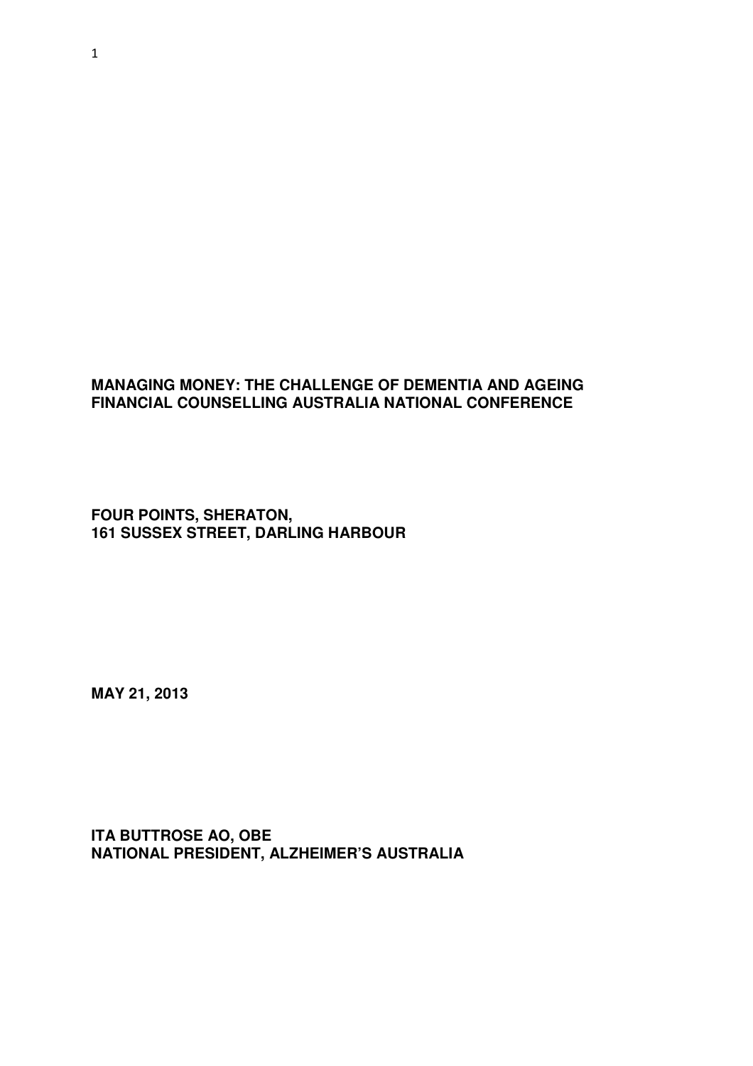**MANAGING MONEY: THE CHALLENGE OF DEMENTIA AND AGEING**
**FINANCIAL COUNSELLING AUSTRALIA NATIONAL CONFERENCE**

**FOUR POINTS, SHERATON,**
**161 SUSSEX STREET, DARLING HARBOUR**

**MAY 21, 2013**

**ITA BUTTROSE AO, OBE**
**NATIONAL PRESIDENT, ALZHEIMER'S AUSTRALIA**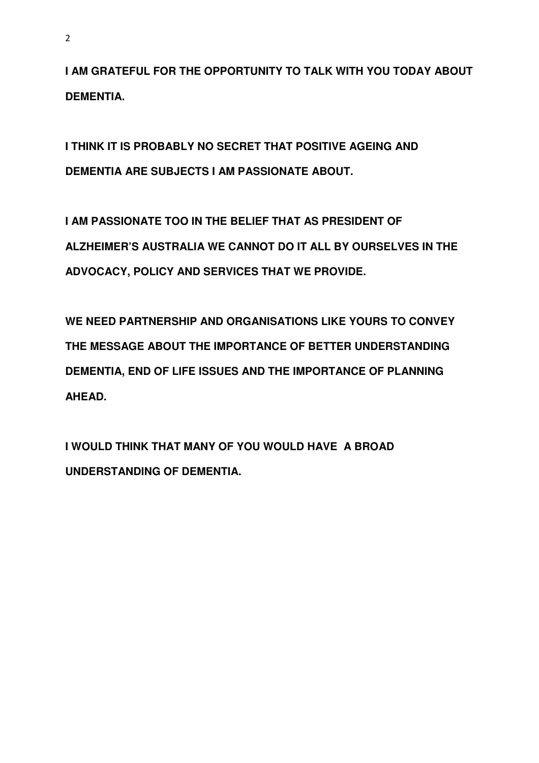**I AM GRATEFUL FOR THE OPPORTUNITY TO TALK WITH YOU TODAY ABOUT DEMENTIA.**

**I THINK IT IS PROBABLY NO SECRET THAT POSITIVE AGEING AND DEMENTIA ARE SUBJECTS I AM PASSIONATE ABOUT.**

**I AM PASSIONATE TOO IN THE BELIEF THAT AS PRESIDENT OF ALZHEIMER'S AUSTRALIA WE CANNOT DO IT ALL BY OURSELVES IN THE ADVOCACY, POLICY AND SERVICES THAT WE PROVIDE.**

**WE NEED PARTNERSHIP AND ORGANISATIONS LIKE YOURS TO CONVEY THE MESSAGE ABOUT THE IMPORTANCE OF BETTER UNDERSTANDING DEMENTIA, END OF LIFE ISSUES AND THE IMPORTANCE OF PLANNING AHEAD.**

**I WOULD THINK THAT MANY OF YOU WOULD HAVE A BROAD UNDERSTANDING OF DEMENTIA.**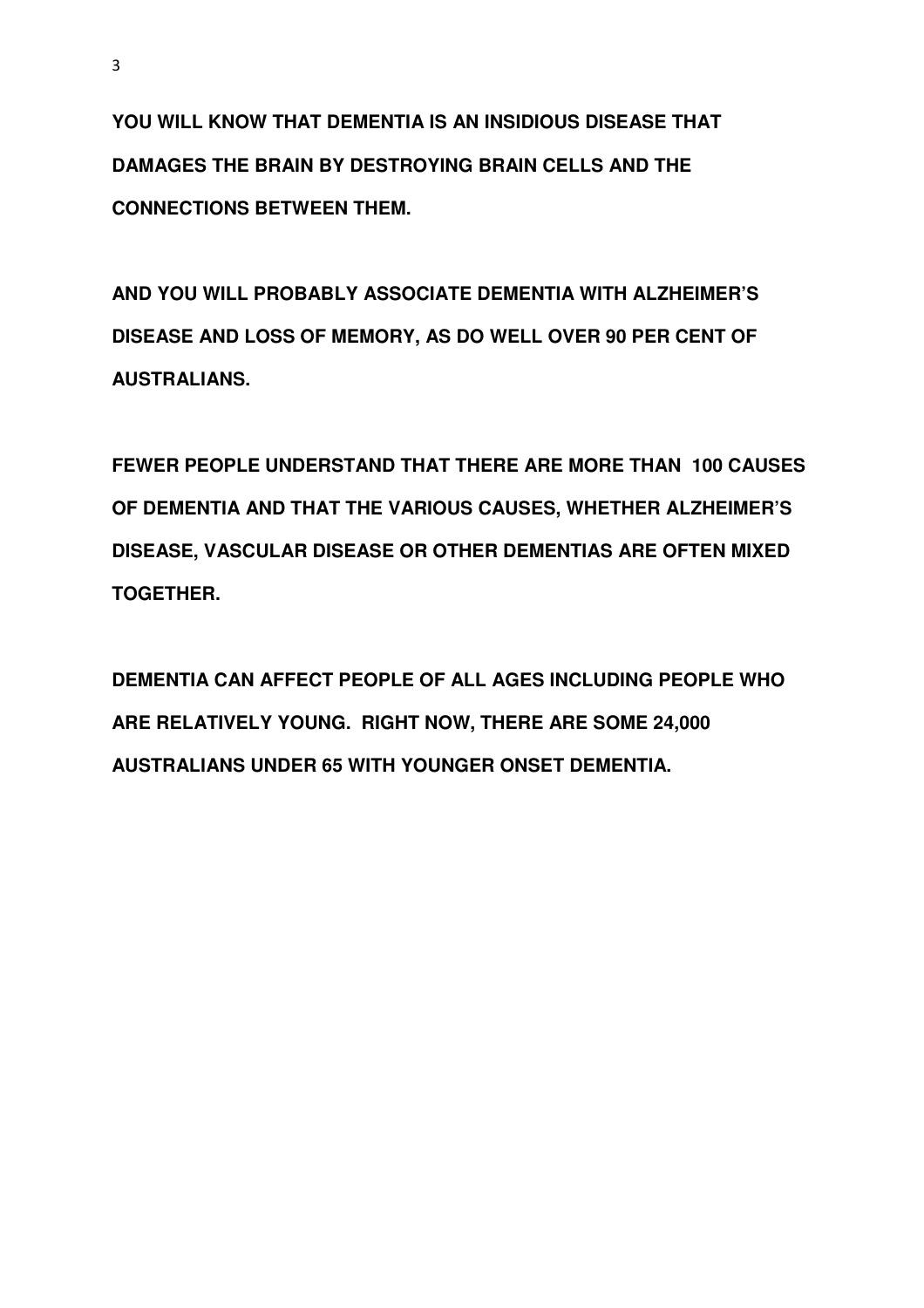**YOU WILL KNOW THAT DEMENTIA IS AN INSIDIOUS DISEASE THAT DAMAGES THE BRAIN BY DESTROYING BRAIN CELLS AND THE CONNECTIONS BETWEEN THEM.**

**AND YOU WILL PROBABLY ASSOCIATE DEMENTIA WITH ALZHEIMER'S DISEASE AND LOSS OF MEMORY, AS DO WELL OVER 90 PER CENT OF AUSTRALIANS.**

**FEWER PEOPLE UNDERSTAND THAT THERE ARE MORE THAN 100 CAUSES OF DEMENTIA AND THAT THE VARIOUS CAUSES, WHETHER ALZHEIMER'S DISEASE, VASCULAR DISEASE OR OTHER DEMENTIAS ARE OFTEN MIXED TOGETHER.**

**DEMENTIA CAN AFFECT PEOPLE OF ALL AGES INCLUDING PEOPLE WHO ARE RELATIVELY YOUNG. RIGHT NOW, THERE ARE SOME 24,000 AUSTRALIANS UNDER 65 WITH YOUNGER ONSET DEMENTIA.**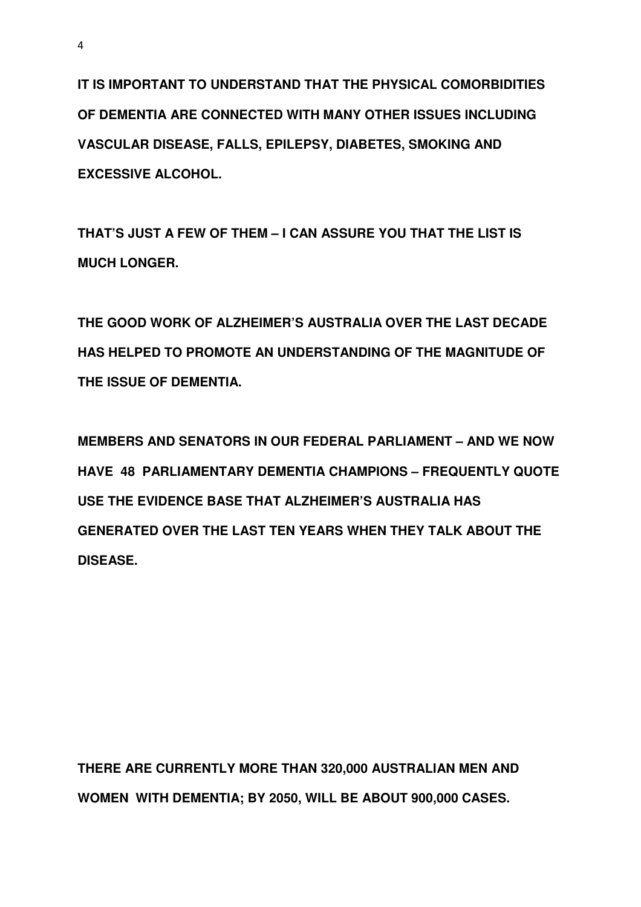**IT IS IMPORTANT TO UNDERSTAND THAT THE PHYSICAL COMORBIDITIES OF DEMENTIA ARE CONNECTED WITH MANY OTHER ISSUES INCLUDING VASCULAR DISEASE, FALLS, EPILEPSY, DIABETES, SMOKING AND EXCESSIVE ALCOHOL.**

**THAT'S JUST A FEW OF THEM – I CAN ASSURE YOU THAT THE LIST IS MUCH LONGER.**

**THE GOOD WORK OF ALZHEIMER'S AUSTRALIA OVER THE LAST DECADE HAS HELPED TO PROMOTE AN UNDERSTANDING OF THE MAGNITUDE OF THE ISSUE OF DEMENTIA.**

**MEMBERS AND SENATORS IN OUR FEDERAL PARLIAMENT – AND WE NOW HAVE 48 PARLIAMENTARY DEMENTIA CHAMPIONS – FREQUENTLY QUOTE USE THE EVIDENCE BASE THAT ALZHEIMER'S AUSTRALIA HAS GENERATED OVER THE LAST TEN YEARS WHEN THEY TALK ABOUT THE DISEASE.**

**THERE ARE CURRENTLY MORE THAN 320,000 AUSTRALIAN MEN AND WOMEN WITH DEMENTIA; BY 2050, WILL BE ABOUT 900,000 CASES.**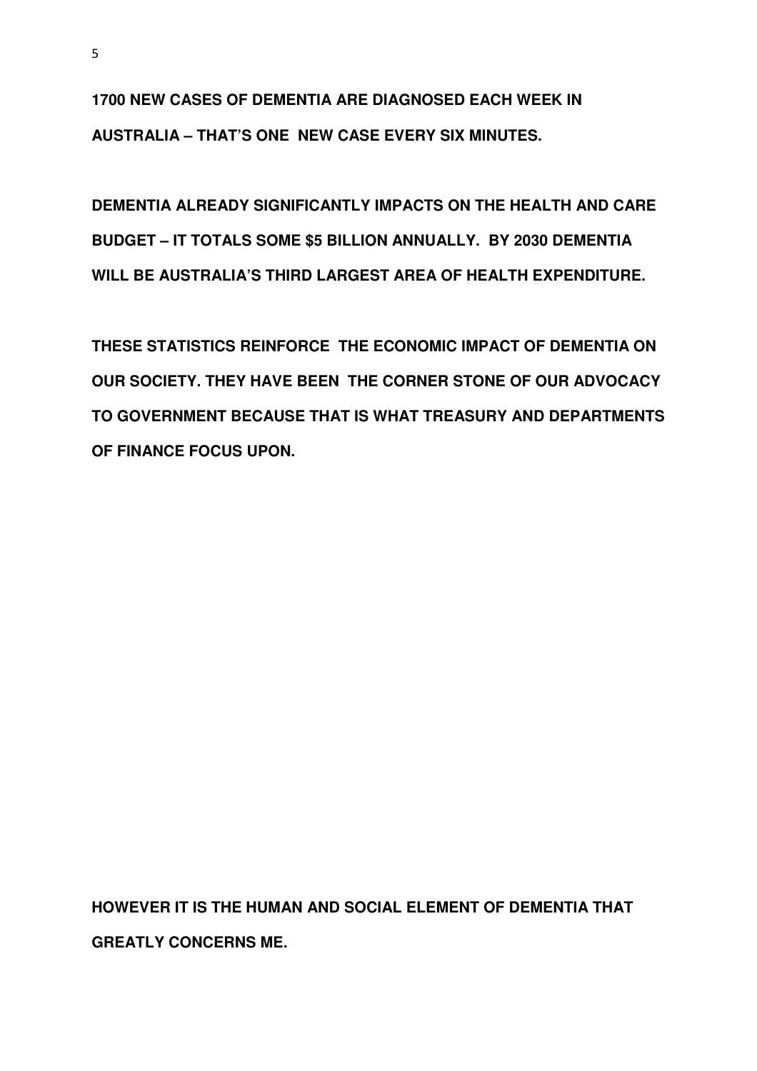**1700 NEW CASES OF DEMENTIA ARE DIAGNOSED EACH WEEK IN AUSTRALIA – THAT'S ONE NEW CASE EVERY SIX MINUTES.**

**DEMENTIA ALREADY SIGNIFICANTLY IMPACTS ON THE HEALTH AND CARE BUDGET – IT TOTALS SOME $5 BILLION ANNUALLY. BY 2030 DEMENTIA WILL BE AUSTRALIA'S THIRD LARGEST AREA OF HEALTH EXPENDITURE.**

**THESE STATISTICS REINFORCE THE ECONOMIC IMPACT OF DEMENTIA ON OUR SOCIETY. THEY HAVE BEEN THE CORNER STONE OF OUR ADVOCACY TO GOVERNMENT BECAUSE THAT IS WHAT TREASURY AND DEPARTMENTS OF FINANCE FOCUS UPON.**

**HOWEVER IT IS THE HUMAN AND SOCIAL ELEMENT OF DEMENTIA THAT GREATLY CONCERNS ME.**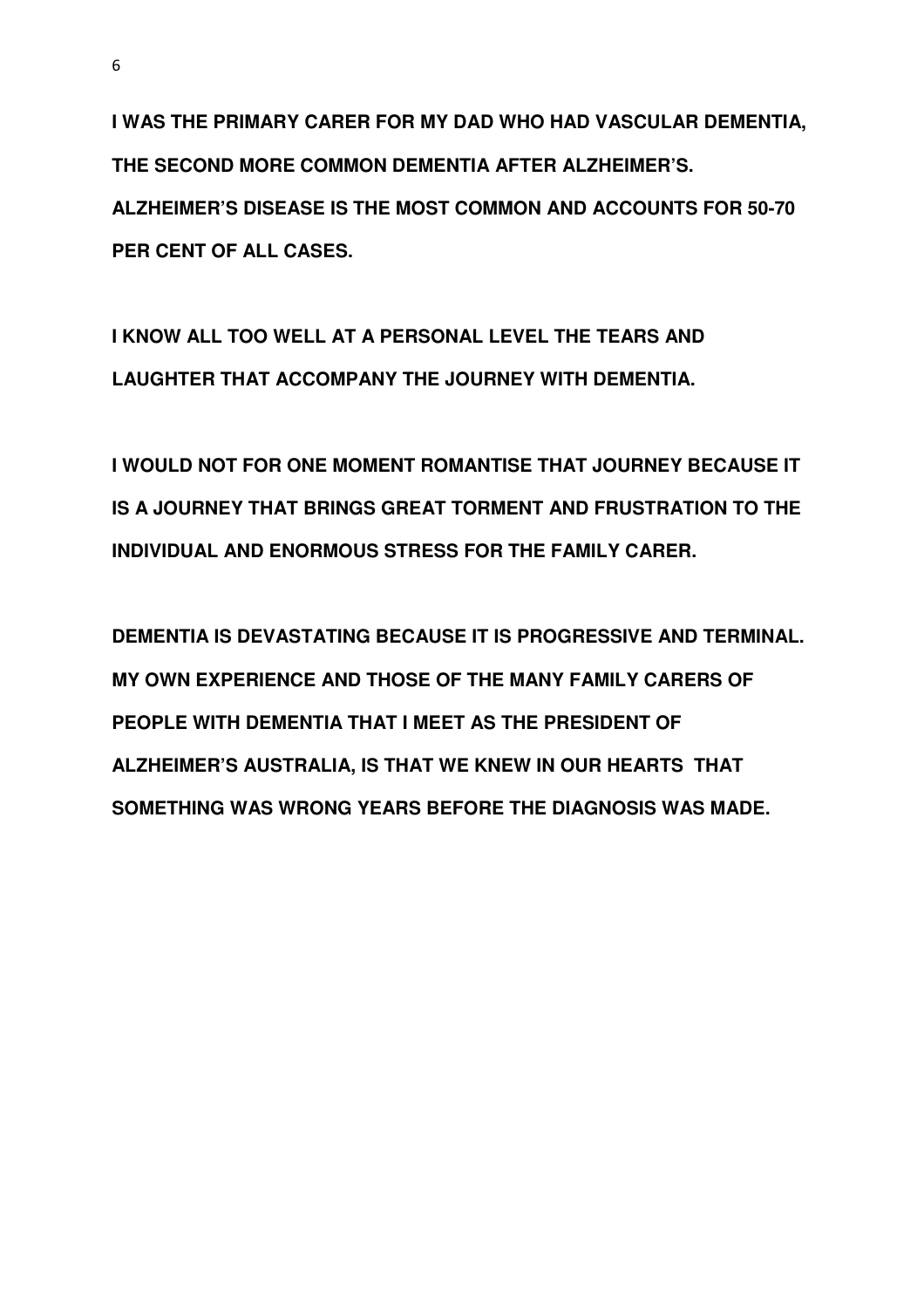**I WAS THE PRIMARY CARER FOR MY DAD WHO HAD VASCULAR DEMENTIA, THE SECOND MORE COMMON DEMENTIA AFTER ALZHEIMER'S. ALZHEIMER'S DISEASE IS THE MOST COMMON AND ACCOUNTS FOR 50-70 PER CENT OF ALL CASES.**

**I KNOW ALL TOO WELL AT A PERSONAL LEVEL THE TEARS AND LAUGHTER THAT ACCOMPANY THE JOURNEY WITH DEMENTIA.**

**I WOULD NOT FOR ONE MOMENT ROMANTISE THAT JOURNEY BECAUSE IT IS A JOURNEY THAT BRINGS GREAT TORMENT AND FRUSTRATION TO THE INDIVIDUAL AND ENORMOUS STRESS FOR THE FAMILY CARER.**

**DEMENTIA IS DEVASTATING BECAUSE IT IS PROGRESSIVE AND TERMINAL. MY OWN EXPERIENCE AND THOSE OF THE MANY FAMILY CARERS OF PEOPLE WITH DEMENTIA THAT I MEET AS THE PRESIDENT OF ALZHEIMER'S AUSTRALIA, IS THAT WE KNEW IN OUR HEARTS THAT SOMETHING WAS WRONG YEARS BEFORE THE DIAGNOSIS WAS MADE.**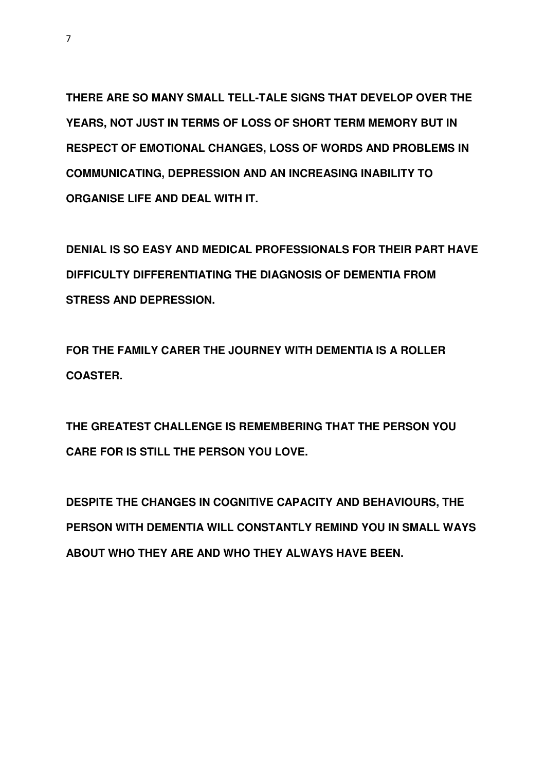**THERE ARE SO MANY SMALL TELL-TALE SIGNS THAT DEVELOP OVER THE YEARS, NOT JUST IN TERMS OF LOSS OF SHORT TERM MEMORY BUT IN RESPECT OF EMOTIONAL CHANGES, LOSS OF WORDS AND PROBLEMS IN COMMUNICATING, DEPRESSION AND AN INCREASING INABILITY TO ORGANISE LIFE AND DEAL WITH IT.**

**DENIAL IS SO EASY AND MEDICAL PROFESSIONALS FOR THEIR PART HAVE DIFFICULTY DIFFERENTIATING THE DIAGNOSIS OF DEMENTIA FROM STRESS AND DEPRESSION.**

**FOR THE FAMILY CARER THE JOURNEY WITH DEMENTIA IS A ROLLER COASTER.**

**THE GREATEST CHALLENGE IS REMEMBERING THAT THE PERSON YOU CARE FOR IS STILL THE PERSON YOU LOVE.**

**DESPITE THE CHANGES IN COGNITIVE CAPACITY AND BEHAVIOURS, THE PERSON WITH DEMENTIA WILL CONSTANTLY REMIND YOU IN SMALL WAYS ABOUT WHO THEY ARE AND WHO THEY ALWAYS HAVE BEEN.**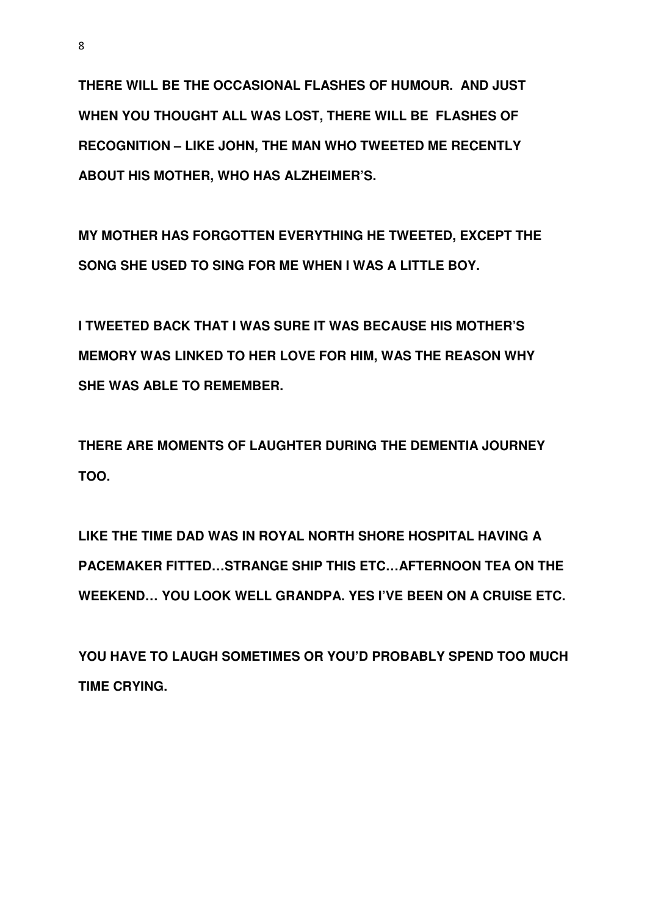**THERE WILL BE THE OCCASIONAL FLASHES OF HUMOUR. AND JUST WHEN YOU THOUGHT ALL WAS LOST, THERE WILL BE FLASHES OF RECOGNITION – LIKE JOHN, THE MAN WHO TWEETED ME RECENTLY ABOUT HIS MOTHER, WHO HAS ALZHEIMER'S.**

**MY MOTHER HAS FORGOTTEN EVERYTHING HE TWEETED, EXCEPT THE SONG SHE USED TO SING FOR ME WHEN I WAS A LITTLE BOY.**

**I TWEETED BACK THAT I WAS SURE IT WAS BECAUSE HIS MOTHER'S MEMORY WAS LINKED TO HER LOVE FOR HIM, WAS THE REASON WHY SHE WAS ABLE TO REMEMBER.**

**THERE ARE MOMENTS OF LAUGHTER DURING THE DEMENTIA JOURNEY TOO.**

**LIKE THE TIME DAD WAS IN ROYAL NORTH SHORE HOSPITAL HAVING A PACEMAKER FITTED…STRANGE SHIP THIS ETC…AFTERNOON TEA ON THE WEEKEND… YOU LOOK WELL GRANDPA. YES I'VE BEEN ON A CRUISE ETC.**

**YOU HAVE TO LAUGH SOMETIMES OR YOU'D PROBABLY SPEND TOO MUCH TIME CRYING.**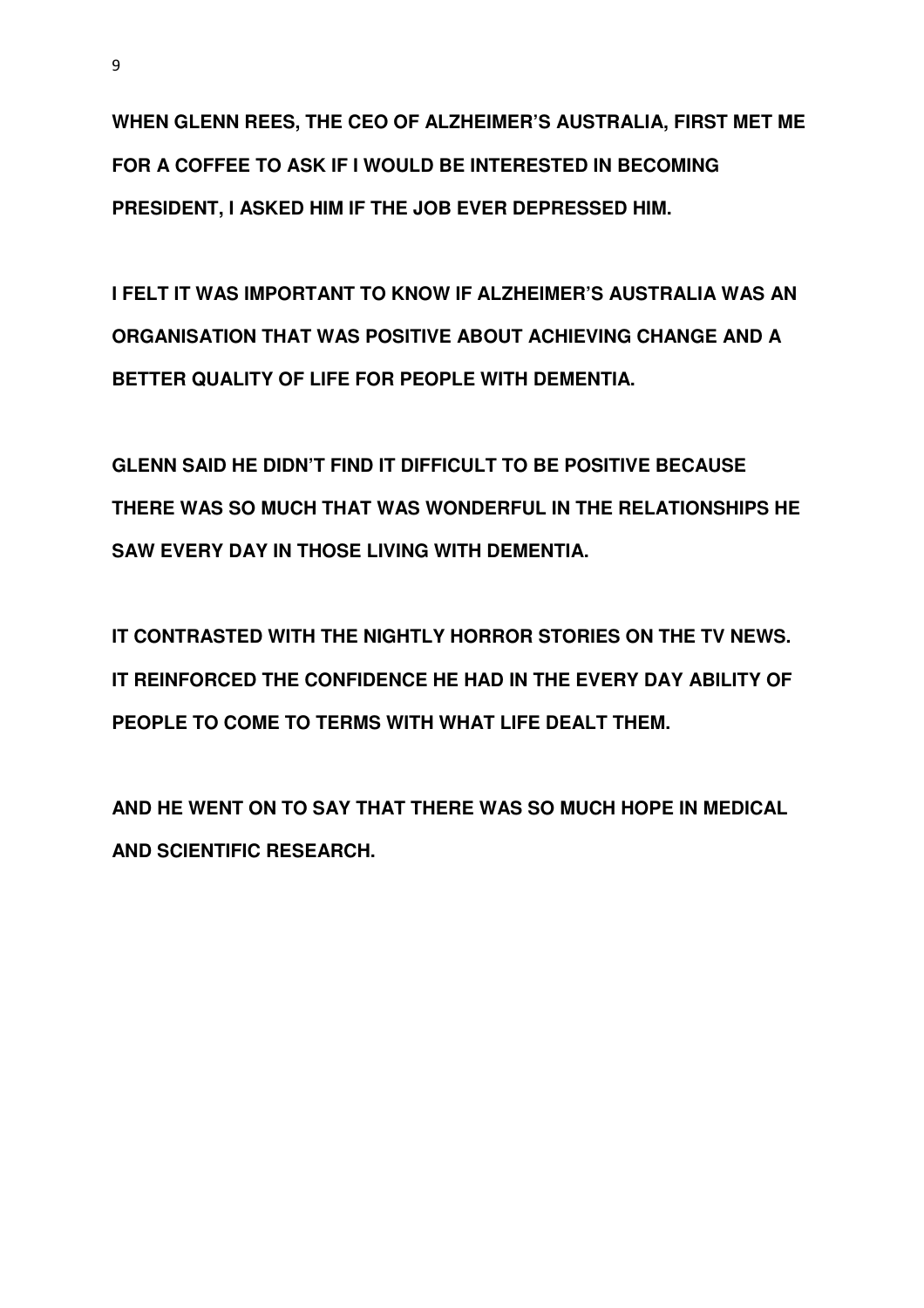**WHEN GLENN REES, THE CEO OF ALZHEIMER'S AUSTRALIA, FIRST MET ME FOR A COFFEE TO ASK IF I WOULD BE INTERESTED IN BECOMING PRESIDENT, I ASKED HIM IF THE JOB EVER DEPRESSED HIM.**

**I FELT IT WAS IMPORTANT TO KNOW IF ALZHEIMER'S AUSTRALIA WAS AN ORGANISATION THAT WAS POSITIVE ABOUT ACHIEVING CHANGE AND A BETTER QUALITY OF LIFE FOR PEOPLE WITH DEMENTIA.**

**GLENN SAID HE DIDN'T FIND IT DIFFICULT TO BE POSITIVE BECAUSE THERE WAS SO MUCH THAT WAS WONDERFUL IN THE RELATIONSHIPS HE SAW EVERY DAY IN THOSE LIVING WITH DEMENTIA.**

**IT CONTRASTED WITH THE NIGHTLY HORROR STORIES ON THE TV NEWS. IT REINFORCED THE CONFIDENCE HE HAD IN THE EVERY DAY ABILITY OF PEOPLE TO COME TO TERMS WITH WHAT LIFE DEALT THEM.**

**AND HE WENT ON TO SAY THAT THERE WAS SO MUCH HOPE IN MEDICAL AND SCIENTIFIC RESEARCH.**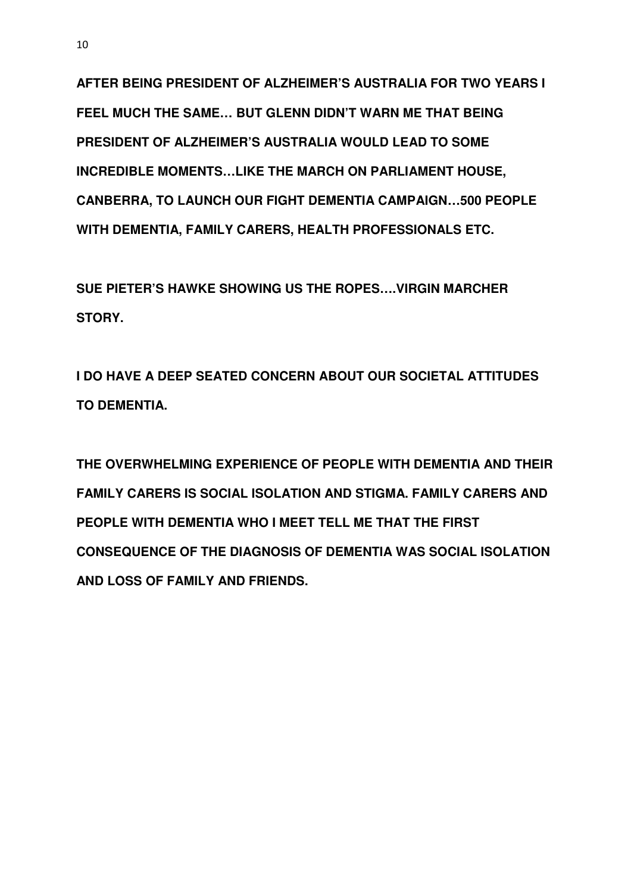**AFTER BEING PRESIDENT OF ALZHEIMER'S AUSTRALIA FOR TWO YEARS I FEEL MUCH THE SAME… BUT GLENN DIDN'T WARN ME THAT BEING PRESIDENT OF ALZHEIMER'S AUSTRALIA WOULD LEAD TO SOME INCREDIBLE MOMENTS…LIKE THE MARCH ON PARLIAMENT HOUSE, CANBERRA, TO LAUNCH OUR FIGHT DEMENTIA CAMPAIGN…500 PEOPLE WITH DEMENTIA, FAMILY CARERS, HEALTH PROFESSIONALS ETC.**

**SUE PIETER'S HAWKE SHOWING US THE ROPES….VIRGIN MARCHER STORY.**

**I DO HAVE A DEEP SEATED CONCERN ABOUT OUR SOCIETAL ATTITUDES TO DEMENTIA.**

**THE OVERWHELMING EXPERIENCE OF PEOPLE WITH DEMENTIA AND THEIR FAMILY CARERS IS SOCIAL ISOLATION AND STIGMA. FAMILY CARERS AND PEOPLE WITH DEMENTIA WHO I MEET TELL ME THAT THE FIRST CONSEQUENCE OF THE DIAGNOSIS OF DEMENTIA WAS SOCIAL ISOLATION AND LOSS OF FAMILY AND FRIENDS.**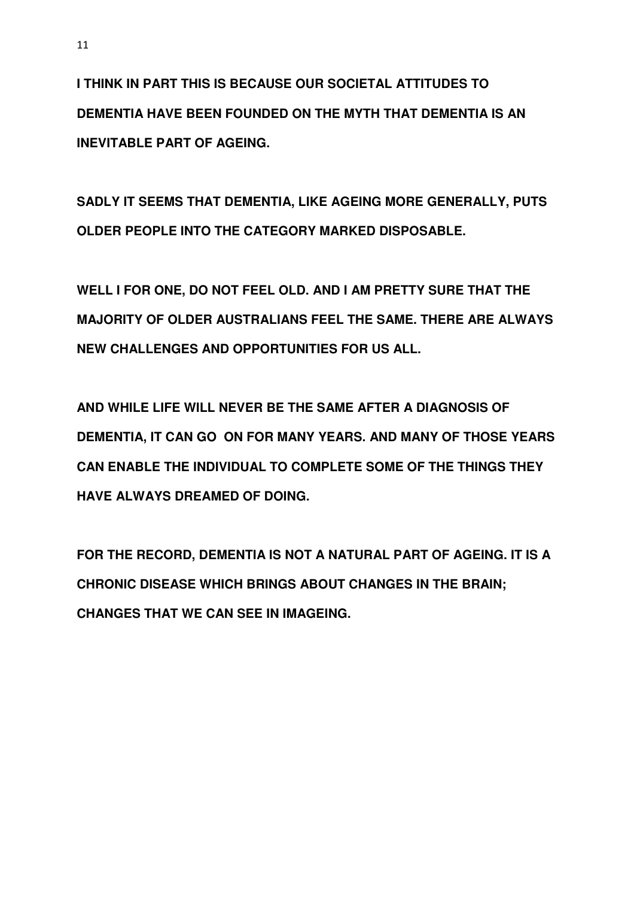**I THINK IN PART THIS IS BECAUSE OUR SOCIETAL ATTITUDES TO DEMENTIA HAVE BEEN FOUNDED ON THE MYTH THAT DEMENTIA IS AN INEVITABLE PART OF AGEING.**

**SADLY IT SEEMS THAT DEMENTIA, LIKE AGEING MORE GENERALLY, PUTS OLDER PEOPLE INTO THE CATEGORY MARKED DISPOSABLE.**

**WELL I FOR ONE, DO NOT FEEL OLD. AND I AM PRETTY SURE THAT THE MAJORITY OF OLDER AUSTRALIANS FEEL THE SAME. THERE ARE ALWAYS NEW CHALLENGES AND OPPORTUNITIES FOR US ALL.**

**AND WHILE LIFE WILL NEVER BE THE SAME AFTER A DIAGNOSIS OF DEMENTIA, IT CAN GO ON FOR MANY YEARS. AND MANY OF THOSE YEARS CAN ENABLE THE INDIVIDUAL TO COMPLETE SOME OF THE THINGS THEY HAVE ALWAYS DREAMED OF DOING.**

**FOR THE RECORD, DEMENTIA IS NOT A NATURAL PART OF AGEING. IT IS A CHRONIC DISEASE WHICH BRINGS ABOUT CHANGES IN THE BRAIN; CHANGES THAT WE CAN SEE IN IMAGEING.**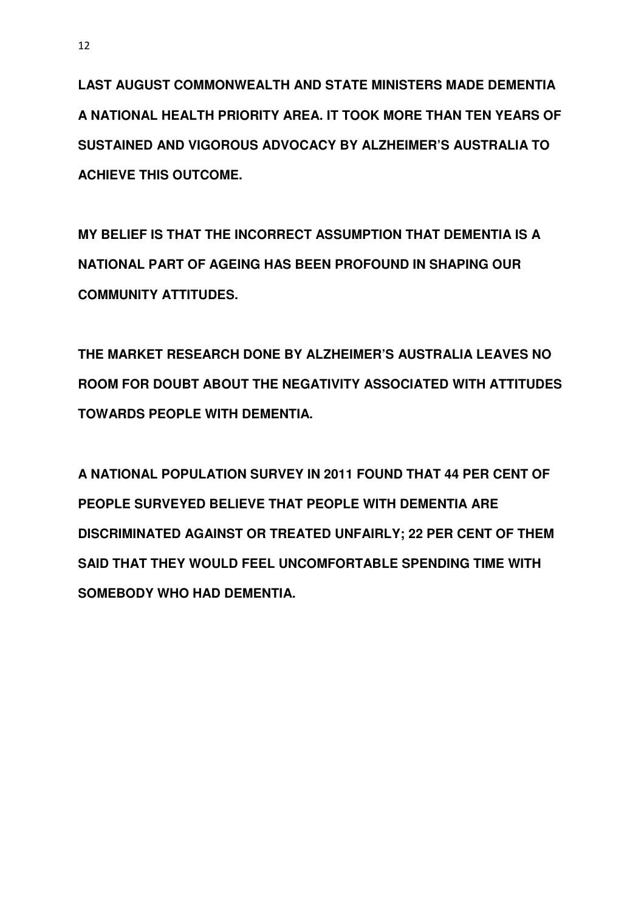**LAST AUGUST COMMONWEALTH AND STATE MINISTERS MADE DEMENTIA A NATIONAL HEALTH PRIORITY AREA. IT TOOK MORE THAN TEN YEARS OF SUSTAINED AND VIGOROUS ADVOCACY BY ALZHEIMER'S AUSTRALIA TO ACHIEVE THIS OUTCOME.**

**MY BELIEF IS THAT THE INCORRECT ASSUMPTION THAT DEMENTIA IS A NATIONAL PART OF AGEING HAS BEEN PROFOUND IN SHAPING OUR COMMUNITY ATTITUDES.**

**THE MARKET RESEARCH DONE BY ALZHEIMER'S AUSTRALIA LEAVES NO ROOM FOR DOUBT ABOUT THE NEGATIVITY ASSOCIATED WITH ATTITUDES TOWARDS PEOPLE WITH DEMENTIA.**

**A NATIONAL POPULATION SURVEY IN 2011 FOUND THAT 44 PER CENT OF PEOPLE SURVEYED BELIEVE THAT PEOPLE WITH DEMENTIA ARE DISCRIMINATED AGAINST OR TREATED UNFAIRLY; 22 PER CENT OF THEM SAID THAT THEY WOULD FEEL UNCOMFORTABLE SPENDING TIME WITH SOMEBODY WHO HAD DEMENTIA.**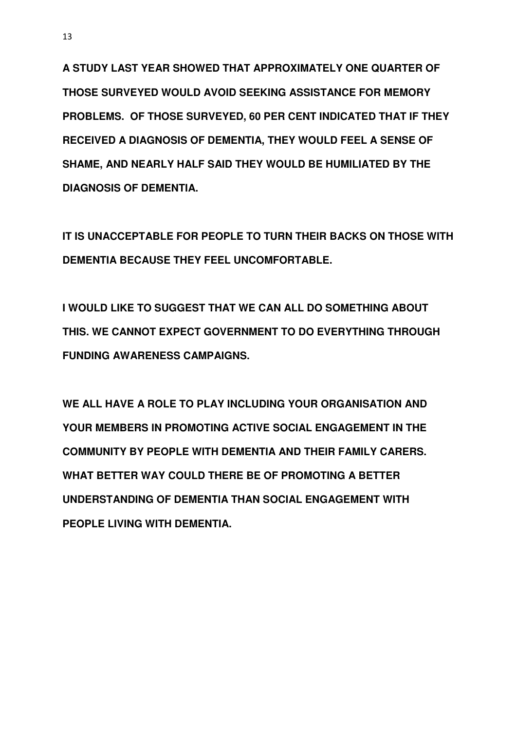**A STUDY LAST YEAR SHOWED THAT APPROXIMATELY ONE QUARTER OF THOSE SURVEYED WOULD AVOID SEEKING ASSISTANCE FOR MEMORY PROBLEMS. OF THOSE SURVEYED, 60 PER CENT INDICATED THAT IF THEY RECEIVED A DIAGNOSIS OF DEMENTIA, THEY WOULD FEEL A SENSE OF SHAME, AND NEARLY HALF SAID THEY WOULD BE HUMILIATED BY THE DIAGNOSIS OF DEMENTIA.**

**IT IS UNACCEPTABLE FOR PEOPLE TO TURN THEIR BACKS ON THOSE WITH DEMENTIA BECAUSE THEY FEEL UNCOMFORTABLE.**

**I WOULD LIKE TO SUGGEST THAT WE CAN ALL DO SOMETHING ABOUT THIS. WE CANNOT EXPECT GOVERNMENT TO DO EVERYTHING THROUGH FUNDING AWARENESS CAMPAIGNS.**

**WE ALL HAVE A ROLE TO PLAY INCLUDING YOUR ORGANISATION AND YOUR MEMBERS IN PROMOTING ACTIVE SOCIAL ENGAGEMENT IN THE COMMUNITY BY PEOPLE WITH DEMENTIA AND THEIR FAMILY CARERS. WHAT BETTER WAY COULD THERE BE OF PROMOTING A BETTER UNDERSTANDING OF DEMENTIA THAN SOCIAL ENGAGEMENT WITH PEOPLE LIVING WITH DEMENTIA.**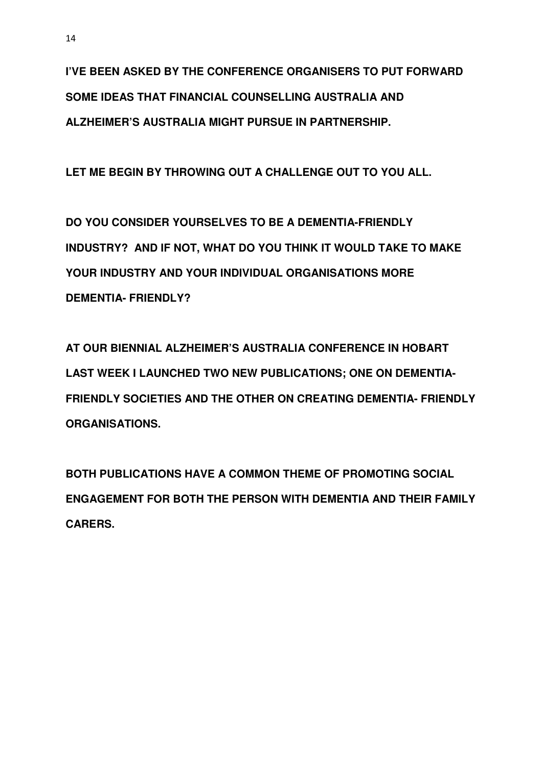**I'VE BEEN ASKED BY THE CONFERENCE ORGANISERS TO PUT FORWARD SOME IDEAS THAT FINANCIAL COUNSELLING AUSTRALIA AND ALZHEIMER'S AUSTRALIA MIGHT PURSUE IN PARTNERSHIP.**

**LET ME BEGIN BY THROWING OUT A CHALLENGE OUT TO YOU ALL.**

**DO YOU CONSIDER YOURSELVES TO BE A DEMENTIA-FRIENDLY INDUSTRY? AND IF NOT, WHAT DO YOU THINK IT WOULD TAKE TO MAKE YOUR INDUSTRY AND YOUR INDIVIDUAL ORGANISATIONS MORE DEMENTIA- FRIENDLY?**

**AT OUR BIENNIAL ALZHEIMER'S AUSTRALIA CONFERENCE IN HOBART LAST WEEK I LAUNCHED TWO NEW PUBLICATIONS; ONE ON DEMENTIA-FRIENDLY SOCIETIES AND THE OTHER ON CREATING DEMENTIA- FRIENDLY ORGANISATIONS.**

**BOTH PUBLICATIONS HAVE A COMMON THEME OF PROMOTING SOCIAL ENGAGEMENT FOR BOTH THE PERSON WITH DEMENTIA AND THEIR FAMILY CARERS.**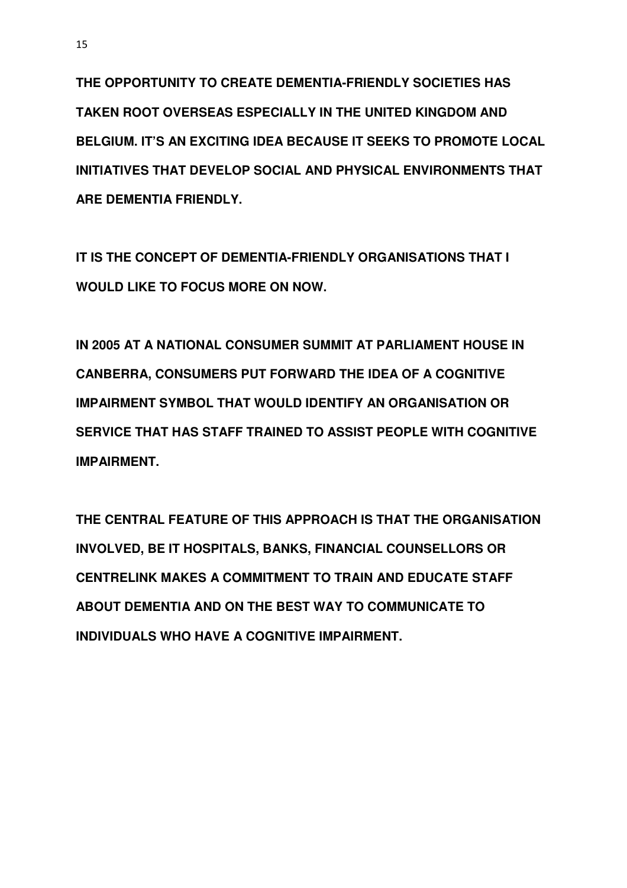**THE OPPORTUNITY TO CREATE DEMENTIA-FRIENDLY SOCIETIES HAS TAKEN ROOT OVERSEAS ESPECIALLY IN THE UNITED KINGDOM AND BELGIUM. IT'S AN EXCITING IDEA BECAUSE IT SEEKS TO PROMOTE LOCAL INITIATIVES THAT DEVELOP SOCIAL AND PHYSICAL ENVIRONMENTS THAT ARE DEMENTIA FRIENDLY.**

**IT IS THE CONCEPT OF DEMENTIA-FRIENDLY ORGANISATIONS THAT I WOULD LIKE TO FOCUS MORE ON NOW.**

**IN 2005 AT A NATIONAL CONSUMER SUMMIT AT PARLIAMENT HOUSE IN CANBERRA, CONSUMERS PUT FORWARD THE IDEA OF A COGNITIVE IMPAIRMENT SYMBOL THAT WOULD IDENTIFY AN ORGANISATION OR SERVICE THAT HAS STAFF TRAINED TO ASSIST PEOPLE WITH COGNITIVE IMPAIRMENT.**

**THE CENTRAL FEATURE OF THIS APPROACH IS THAT THE ORGANISATION INVOLVED, BE IT HOSPITALS, BANKS, FINANCIAL COUNSELLORS OR CENTRELINK MAKES A COMMITMENT TO TRAIN AND EDUCATE STAFF ABOUT DEMENTIA AND ON THE BEST WAY TO COMMUNICATE TO INDIVIDUALS WHO HAVE A COGNITIVE IMPAIRMENT.**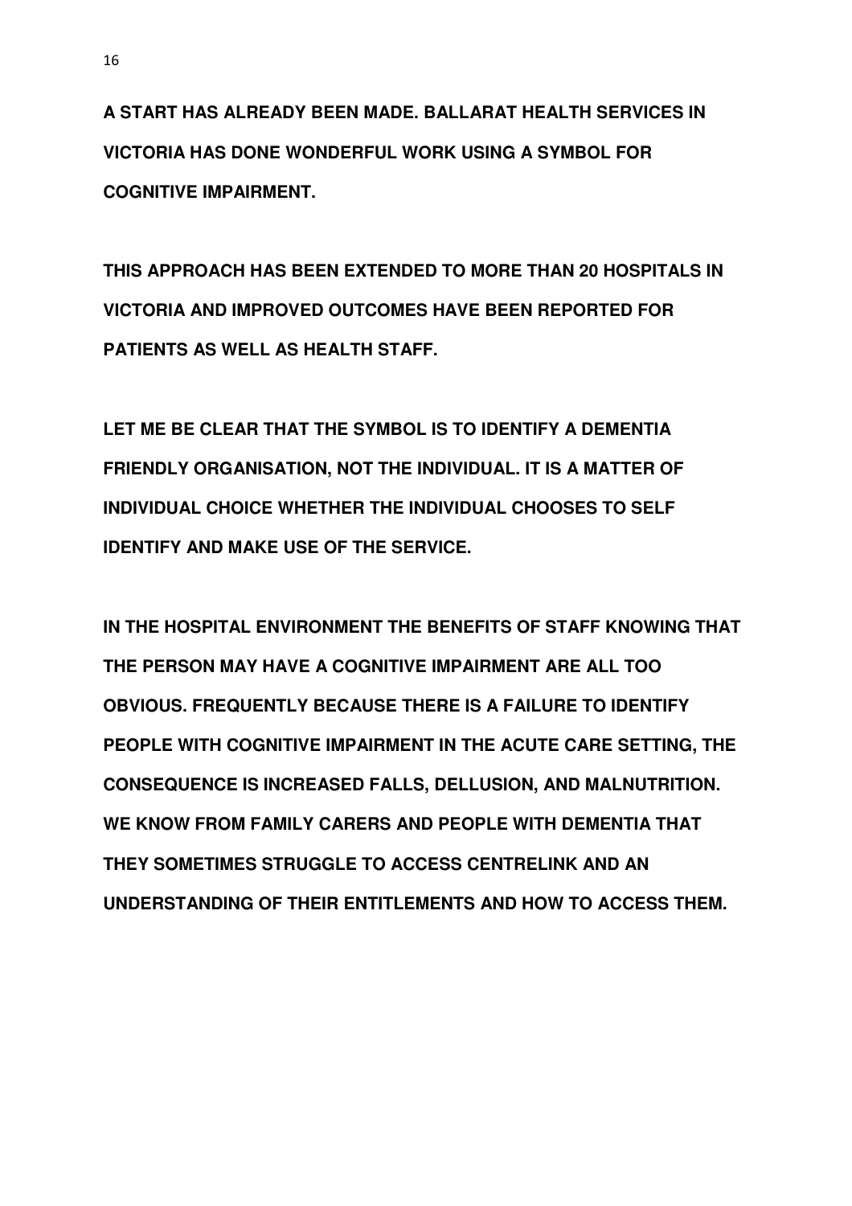**A START HAS ALREADY BEEN MADE. BALLARAT HEALTH SERVICES IN VICTORIA HAS DONE WONDERFUL WORK USING A SYMBOL FOR COGNITIVE IMPAIRMENT.**

**THIS APPROACH HAS BEEN EXTENDED TO MORE THAN 20 HOSPITALS IN VICTORIA AND IMPROVED OUTCOMES HAVE BEEN REPORTED FOR PATIENTS AS WELL AS HEALTH STAFF.**

**LET ME BE CLEAR THAT THE SYMBOL IS TO IDENTIFY A DEMENTIA FRIENDLY ORGANISATION, NOT THE INDIVIDUAL. IT IS A MATTER OF INDIVIDUAL CHOICE WHETHER THE INDIVIDUAL CHOOSES TO SELF IDENTIFY AND MAKE USE OF THE SERVICE.**

**IN THE HOSPITAL ENVIRONMENT THE BENEFITS OF STAFF KNOWING THAT THE PERSON MAY HAVE A COGNITIVE IMPAIRMENT ARE ALL TOO OBVIOUS. FREQUENTLY BECAUSE THERE IS A FAILURE TO IDENTIFY PEOPLE WITH COGNITIVE IMPAIRMENT IN THE ACUTE CARE SETTING, THE CONSEQUENCE IS INCREASED FALLS, DELLUSION, AND MALNUTRITION. WE KNOW FROM FAMILY CARERS AND PEOPLE WITH DEMENTIA THAT THEY SOMETIMES STRUGGLE TO ACCESS CENTRELINK AND AN UNDERSTANDING OF THEIR ENTITLEMENTS AND HOW TO ACCESS THEM.**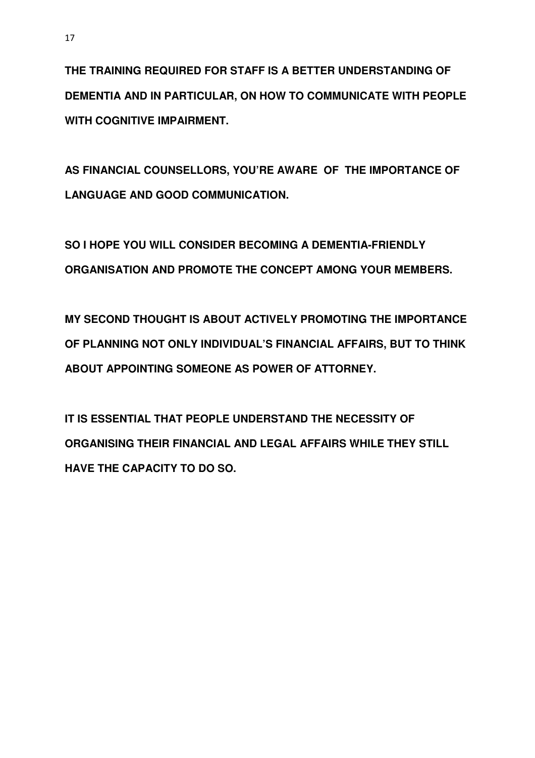**THE TRAINING REQUIRED FOR STAFF IS A BETTER UNDERSTANDING OF DEMENTIA AND IN PARTICULAR, ON HOW TO COMMUNICATE WITH PEOPLE WITH COGNITIVE IMPAIRMENT.**

**AS FINANCIAL COUNSELLORS, YOU'RE AWARE OF THE IMPORTANCE OF LANGUAGE AND GOOD COMMUNICATION.**

**SO I HOPE YOU WILL CONSIDER BECOMING A DEMENTIA-FRIENDLY ORGANISATION AND PROMOTE THE CONCEPT AMONG YOUR MEMBERS.**

**MY SECOND THOUGHT IS ABOUT ACTIVELY PROMOTING THE IMPORTANCE OF PLANNING NOT ONLY INDIVIDUAL'S FINANCIAL AFFAIRS, BUT TO THINK ABOUT APPOINTING SOMEONE AS POWER OF ATTORNEY.**

**IT IS ESSENTIAL THAT PEOPLE UNDERSTAND THE NECESSITY OF ORGANISING THEIR FINANCIAL AND LEGAL AFFAIRS WHILE THEY STILL HAVE THE CAPACITY TO DO SO.**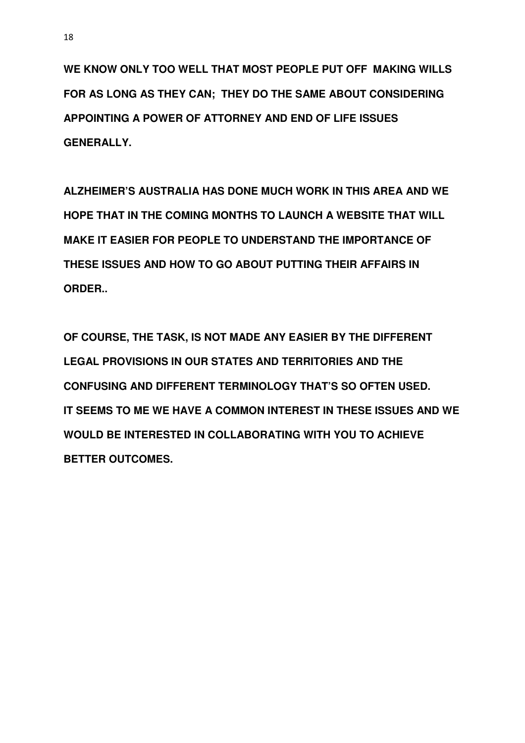**WE KNOW ONLY TOO WELL THAT MOST PEOPLE PUT OFF MAKING WILLS FOR AS LONG AS THEY CAN; THEY DO THE SAME ABOUT CONSIDERING APPOINTING A POWER OF ATTORNEY AND END OF LIFE ISSUES GENERALLY.**

**ALZHEIMER'S AUSTRALIA HAS DONE MUCH WORK IN THIS AREA AND WE HOPE THAT IN THE COMING MONTHS TO LAUNCH A WEBSITE THAT WILL MAKE IT EASIER FOR PEOPLE TO UNDERSTAND THE IMPORTANCE OF THESE ISSUES AND HOW TO GO ABOUT PUTTING THEIR AFFAIRS IN ORDER..**

**OF COURSE, THE TASK, IS NOT MADE ANY EASIER BY THE DIFFERENT LEGAL PROVISIONS IN OUR STATES AND TERRITORIES AND THE CONFUSING AND DIFFERENT TERMINOLOGY THAT'S SO OFTEN USED. IT SEEMS TO ME WE HAVE A COMMON INTEREST IN THESE ISSUES AND WE WOULD BE INTERESTED IN COLLABORATING WITH YOU TO ACHIEVE BETTER OUTCOMES.**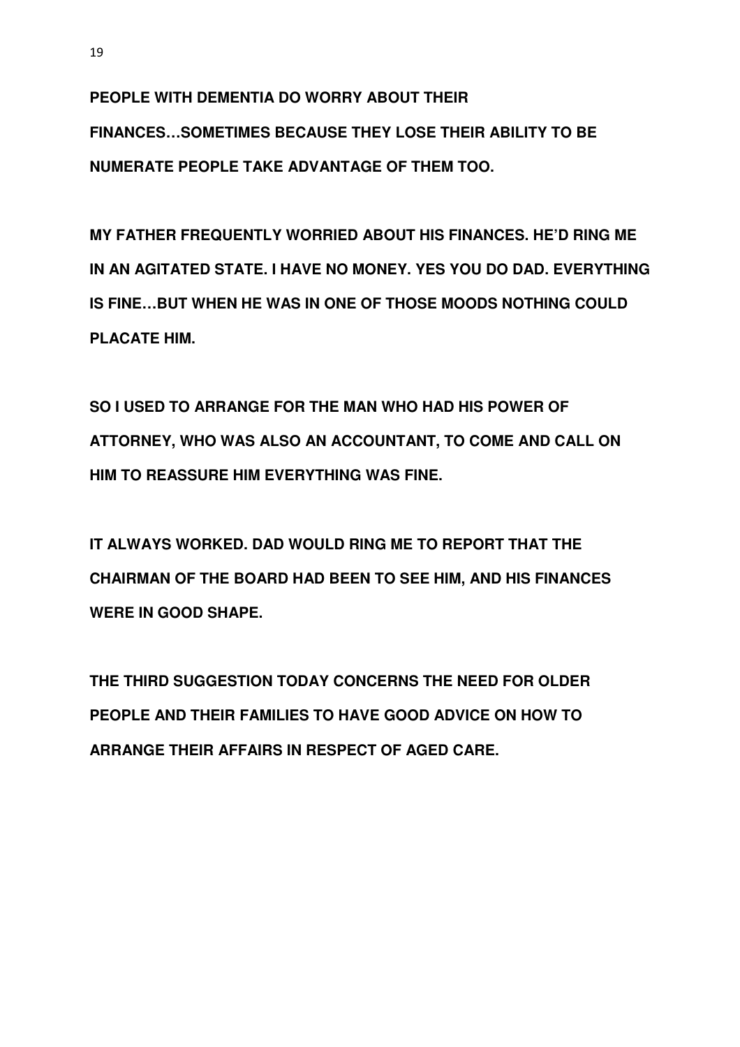**PEOPLE WITH DEMENTIA DO WORRY ABOUT THEIR FINANCES…SOMETIMES BECAUSE THEY LOSE THEIR ABILITY TO BE NUMERATE PEOPLE TAKE ADVANTAGE OF THEM TOO.**

**MY FATHER FREQUENTLY WORRIED ABOUT HIS FINANCES. HE'D RING ME IN AN AGITATED STATE. I HAVE NO MONEY. YES YOU DO DAD. EVERYTHING IS FINE…BUT WHEN HE WAS IN ONE OF THOSE MOODS NOTHING COULD PLACATE HIM.**

**SO I USED TO ARRANGE FOR THE MAN WHO HAD HIS POWER OF ATTORNEY, WHO WAS ALSO AN ACCOUNTANT, TO COME AND CALL ON HIM TO REASSURE HIM EVERYTHING WAS FINE.**

**IT ALWAYS WORKED. DAD WOULD RING ME TO REPORT THAT THE CHAIRMAN OF THE BOARD HAD BEEN TO SEE HIM, AND HIS FINANCES WERE IN GOOD SHAPE.**

**THE THIRD SUGGESTION TODAY CONCERNS THE NEED FOR OLDER PEOPLE AND THEIR FAMILIES TO HAVE GOOD ADVICE ON HOW TO ARRANGE THEIR AFFAIRS IN RESPECT OF AGED CARE.**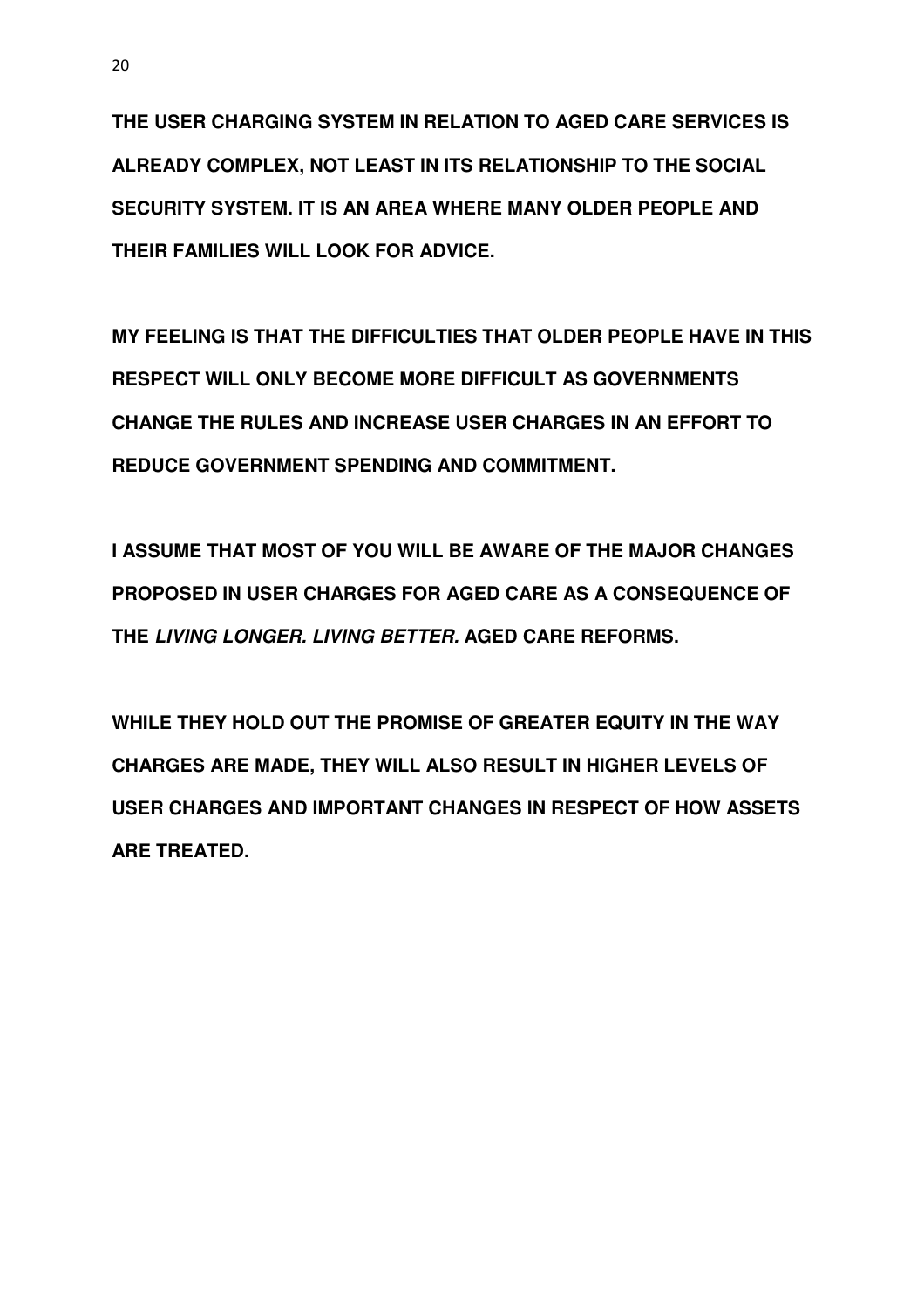**THE USER CHARGING SYSTEM IN RELATION TO AGED CARE SERVICES IS ALREADY COMPLEX, NOT LEAST IN ITS RELATIONSHIP TO THE SOCIAL SECURITY SYSTEM. IT IS AN AREA WHERE MANY OLDER PEOPLE AND THEIR FAMILIES WILL LOOK FOR ADVICE.**

**MY FEELING IS THAT THE DIFFICULTIES THAT OLDER PEOPLE HAVE IN THIS RESPECT WILL ONLY BECOME MORE DIFFICULT AS GOVERNMENTS CHANGE THE RULES AND INCREASE USER CHARGES IN AN EFFORT TO REDUCE GOVERNMENT SPENDING AND COMMITMENT.**

**I ASSUME THAT MOST OF YOU WILL BE AWARE OF THE MAJOR CHANGES PROPOSED IN USER CHARGES FOR AGED CARE AS A CONSEQUENCE OF THE *LIVING LONGER. LIVING BETTER.* AGED CARE REFORMS.**

**WHILE THEY HOLD OUT THE PROMISE OF GREATER EQUITY IN THE WAY CHARGES ARE MADE, THEY WILL ALSO RESULT IN HIGHER LEVELS OF USER CHARGES AND IMPORTANT CHANGES IN RESPECT OF HOW ASSETS ARE TREATED.**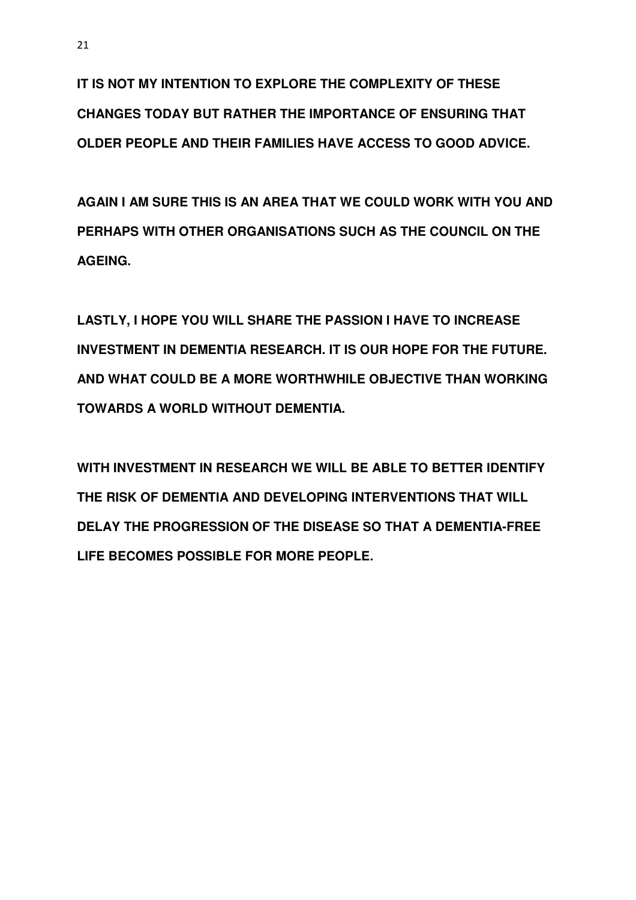**IT IS NOT MY INTENTION TO EXPLORE THE COMPLEXITY OF THESE CHANGES TODAY BUT RATHER THE IMPORTANCE OF ENSURING THAT OLDER PEOPLE AND THEIR FAMILIES HAVE ACCESS TO GOOD ADVICE.**

**AGAIN I AM SURE THIS IS AN AREA THAT WE COULD WORK WITH YOU AND PERHAPS WITH OTHER ORGANISATIONS SUCH AS THE COUNCIL ON THE AGEING.**

**LASTLY, I HOPE YOU WILL SHARE THE PASSION I HAVE TO INCREASE INVESTMENT IN DEMENTIA RESEARCH. IT IS OUR HOPE FOR THE FUTURE. AND WHAT COULD BE A MORE WORTHWHILE OBJECTIVE THAN WORKING TOWARDS A WORLD WITHOUT DEMENTIA.**

**WITH INVESTMENT IN RESEARCH WE WILL BE ABLE TO BETTER IDENTIFY THE RISK OF DEMENTIA AND DEVELOPING INTERVENTIONS THAT WILL DELAY THE PROGRESSION OF THE DISEASE SO THAT A DEMENTIA-FREE LIFE BECOMES POSSIBLE FOR MORE PEOPLE.**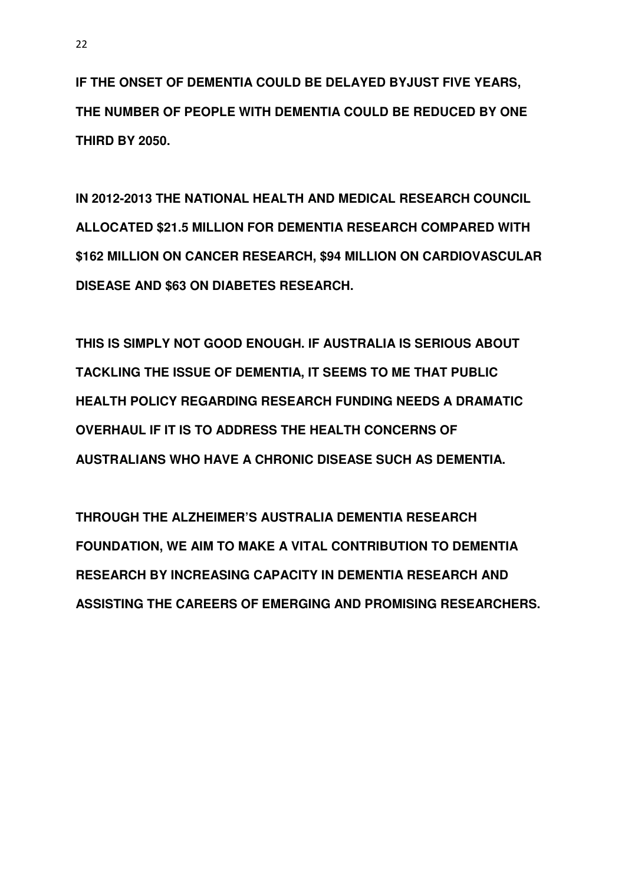**IF THE ONSET OF DEMENTIA COULD BE DELAYED BYJUST FIVE YEARS, THE NUMBER OF PEOPLE WITH DEMENTIA COULD BE REDUCED BY ONE THIRD BY 2050.**

**IN 2012-2013 THE NATIONAL HEALTH AND MEDICAL RESEARCH COUNCIL ALLOCATED $21.5 MILLION FOR DEMENTIA RESEARCH COMPARED WITH $162 MILLION ON CANCER RESEARCH, $94 MILLION ON CARDIOVASCULAR DISEASE AND $63 ON DIABETES RESEARCH.**

**THIS IS SIMPLY NOT GOOD ENOUGH. IF AUSTRALIA IS SERIOUS ABOUT TACKLING THE ISSUE OF DEMENTIA, IT SEEMS TO ME THAT PUBLIC HEALTH POLICY REGARDING RESEARCH FUNDING NEEDS A DRAMATIC OVERHAUL IF IT IS TO ADDRESS THE HEALTH CONCERNS OF AUSTRALIANS WHO HAVE A CHRONIC DISEASE SUCH AS DEMENTIA.**

**THROUGH THE ALZHEIMER'S AUSTRALIA DEMENTIA RESEARCH FOUNDATION, WE AIM TO MAKE A VITAL CONTRIBUTION TO DEMENTIA RESEARCH BY INCREASING CAPACITY IN DEMENTIA RESEARCH AND ASSISTING THE CAREERS OF EMERGING AND PROMISING RESEARCHERS.**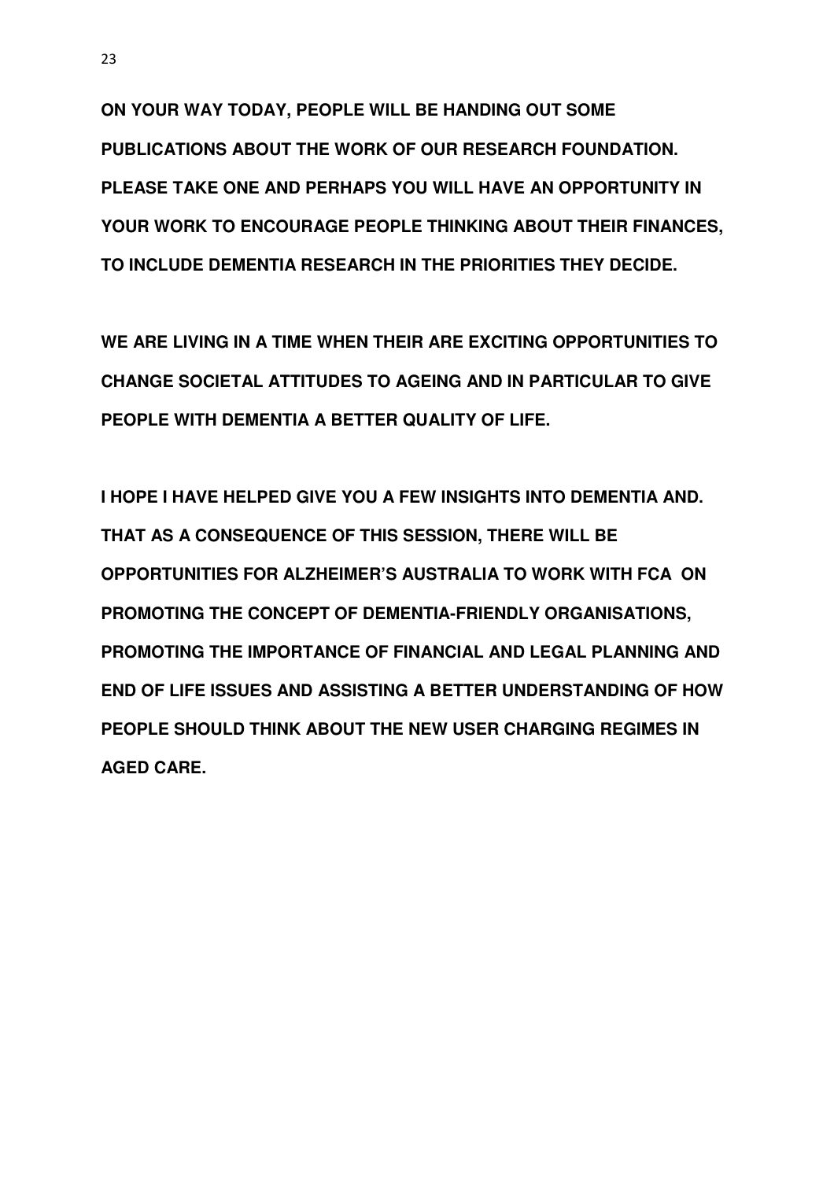**ON YOUR WAY TODAY, PEOPLE WILL BE HANDING OUT SOME PUBLICATIONS ABOUT THE WORK OF OUR RESEARCH FOUNDATION. PLEASE TAKE ONE AND PERHAPS YOU WILL HAVE AN OPPORTUNITY IN YOUR WORK TO ENCOURAGE PEOPLE THINKING ABOUT THEIR FINANCES, TO INCLUDE DEMENTIA RESEARCH IN THE PRIORITIES THEY DECIDE.**

**WE ARE LIVING IN A TIME WHEN THEIR ARE EXCITING OPPORTUNITIES TO CHANGE SOCIETAL ATTITUDES TO AGEING AND IN PARTICULAR TO GIVE PEOPLE WITH DEMENTIA A BETTER QUALITY OF LIFE.**

**I HOPE I HAVE HELPED GIVE YOU A FEW INSIGHTS INTO DEMENTIA AND. THAT AS A CONSEQUENCE OF THIS SESSION, THERE WILL BE OPPORTUNITIES FOR ALZHEIMER'S AUSTRALIA TO WORK WITH FCA ON PROMOTING THE CONCEPT OF DEMENTIA-FRIENDLY ORGANISATIONS, PROMOTING THE IMPORTANCE OF FINANCIAL AND LEGAL PLANNING AND END OF LIFE ISSUES AND ASSISTING A BETTER UNDERSTANDING OF HOW PEOPLE SHOULD THINK ABOUT THE NEW USER CHARGING REGIMES IN AGED CARE.**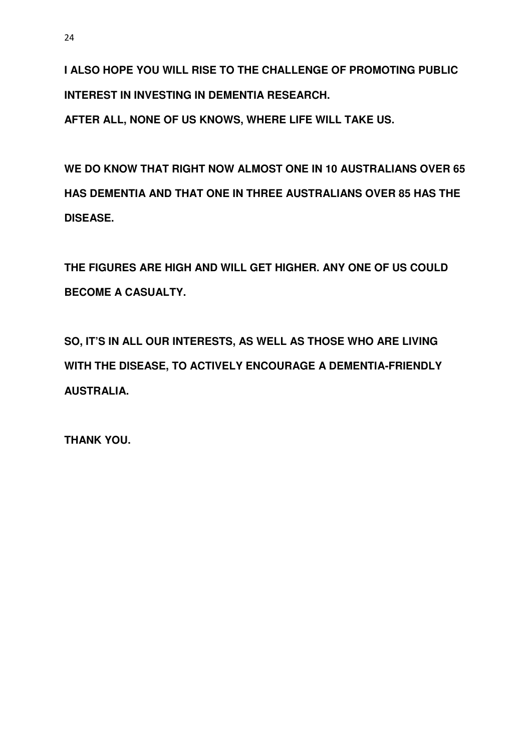**I ALSO HOPE YOU WILL RISE TO THE CHALLENGE OF PROMOTING PUBLIC INTEREST IN INVESTING IN DEMENTIA RESEARCH.**

**AFTER ALL, NONE OF US KNOWS, WHERE LIFE WILL TAKE US.**

**WE DO KNOW THAT RIGHT NOW ALMOST ONE IN 10 AUSTRALIANS OVER 65 HAS DEMENTIA AND THAT ONE IN THREE AUSTRALIANS OVER 85 HAS THE DISEASE.**

**THE FIGURES ARE HIGH AND WILL GET HIGHER. ANY ONE OF US COULD BECOME A CASUALTY.**

**SO, IT'S IN ALL OUR INTERESTS, AS WELL AS THOSE WHO ARE LIVING WITH THE DISEASE, TO ACTIVELY ENCOURAGE A DEMENTIA-FRIENDLY AUSTRALIA.**

**THANK YOU.**